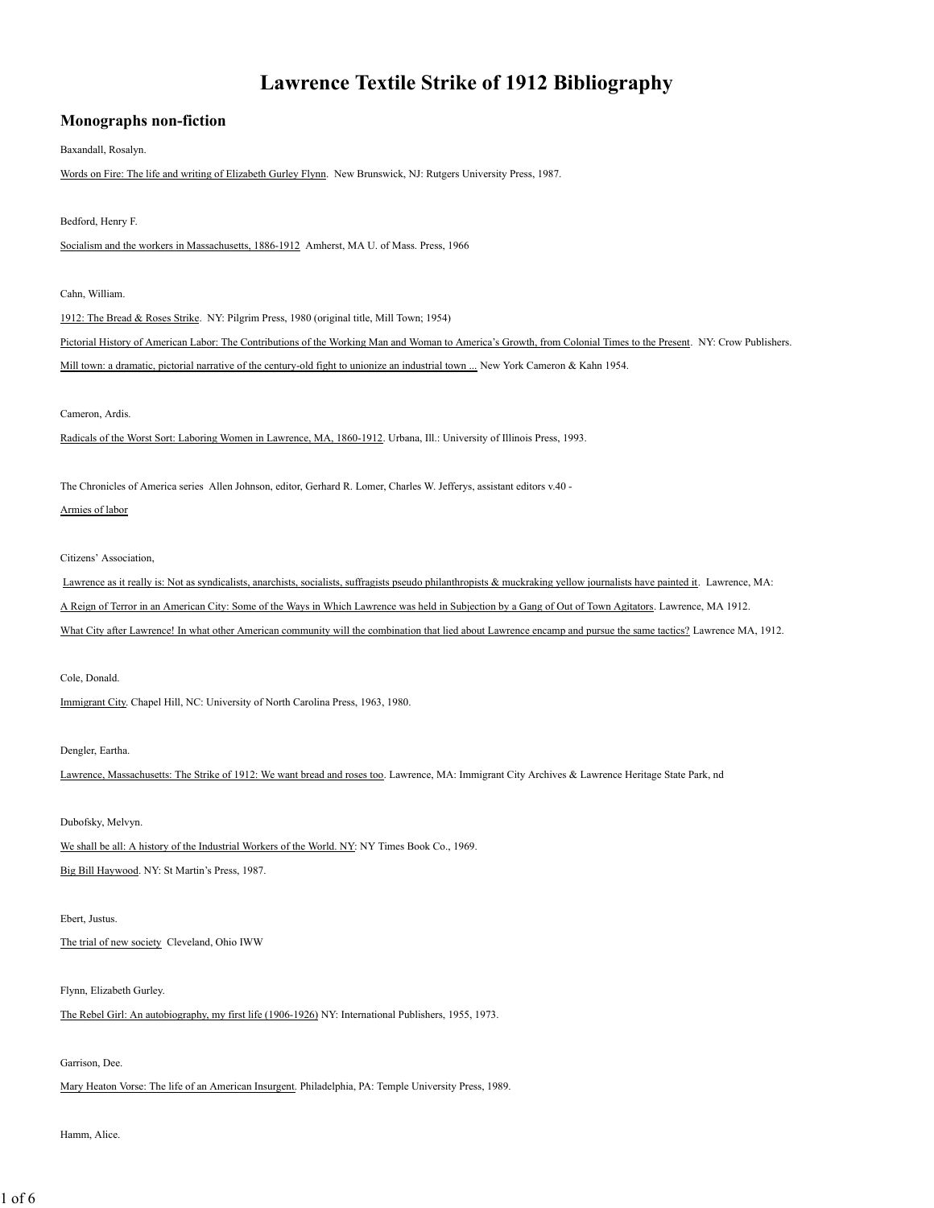# Lawrence Textile Strike of 1912 Bibliography

## Monographs non-fiction

Baxandall, Rosalyn.

Words on Fire: The life and writing of Elizabeth Gurley Flynn. New Brunswick, NJ: Rutgers University Press, 1987.

Bedford, Henry F.

Socialism and the workers in Massachusetts, 1886-1912 Amherst, MA U. of Mass. Press, 1966

Cahn, William.

1912: The Bread & Roses Strike. NY: Pilgrim Press, 1980 (original title, Mill Town; 1954)

Pictorial History of American Labor: The Contributions of the Working Man and Woman to America's Growth, from Colonial Times to the Present. NY: Crow Publishers.

Mill town: a dramatic, pictorial narrative of the century-old fight to unionize an industrial town ... New York Cameron & Kahn 1954.

Cameron, Ardis.

Radicals of the Worst Sort: Laboring Women in Lawrence, MA, 1860-1912. Urbana, Ill.: University of Illinois Press, 1993.

The Chronicles of America series Allen Johnson, editor, Gerhard R. Lomer, Charles W. Jefferys, assistant editors v.40 -

Armies of labor

Citizens' Association,

Lawrence as it really is: Not as syndicalists, anarchists, socialists, suffragists pseudo philanthropists & muckraking yellow journalists have painted it. Lawrence, MA:

A Reign of Terror in an American City: Some of the Ways in Which Lawrence was held in Subjection by a Gang of Out of Town Agitators. Lawrence, MA 1912.

What City after Lawrence! In what other American community will the combination that lied about Lawrence encamp and pursue the same tactics? Lawrence MA, 1912.

Cole, Donald.

Immigrant City. Chapel Hill, NC: University of North Carolina Press, 1963, 1980.

Dengler, Eartha.

Lawrence, Massachusetts: The Strike of 1912: We want bread and roses too. Lawrence, MA: Immigrant City Archives & Lawrence Heritage State Park, nd

Dubofsky, Melvyn.

We shall be all: A history of the Industrial Workers of the World. NY: NY Times Book Co., 1969.

Big Bill Haywood. NY: St Martin's Press, 1987.

Ebert, Justus.

The trial of new society Cleveland, Ohio IWW

Flynn, Elizabeth Gurley.

The Rebel Girl: An autobiography, my first life (1906-1926) NY: International Publishers, 1955, 1973.

Garrison, Dee.

Mary Heaton Vorse: The life of an American Insurgent. Philadelphia, PA: Temple University Press, 1989.

Hamm, Alice.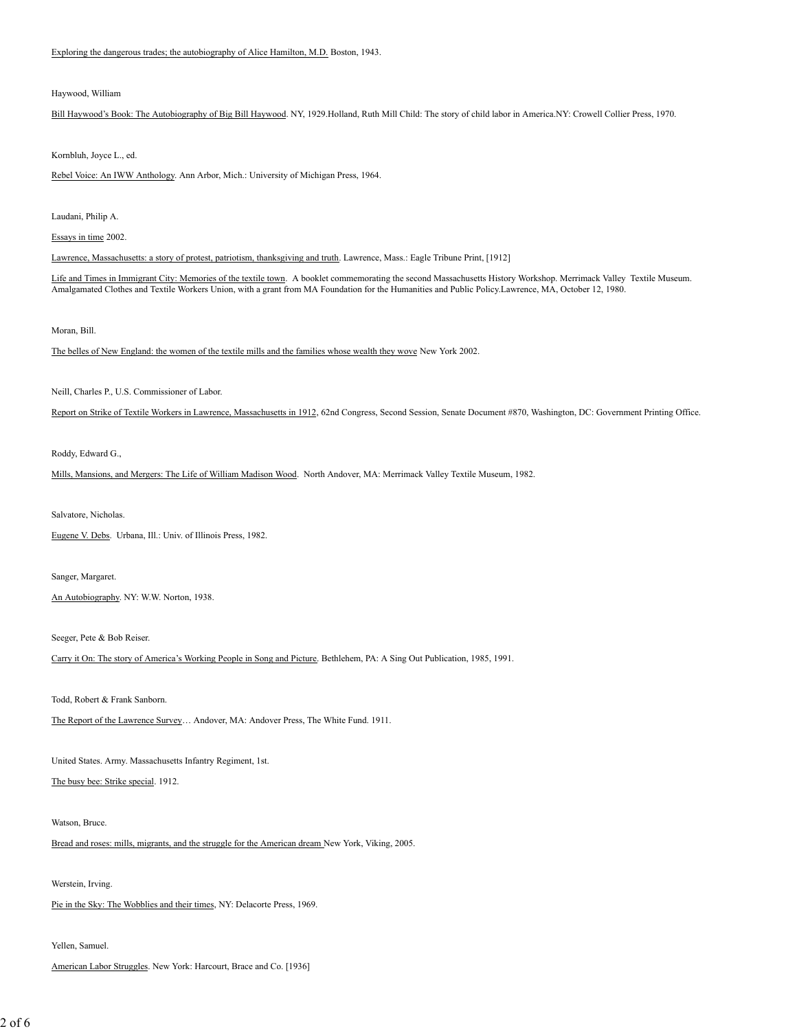Exploring the dangerous trades; the autobiography of Alice Hamilton, M.D. Boston, 1943.

Haywood, William

Bill Haywood's Book: The Autobiography of Big Bill Haywood. NY, 1929.Holland, Ruth Mill Child: The story of child labor in America.NY: Crowell Collier Press, 1970.

Kornbluh, Joyce L., ed.

Rebel Voice: An IWW Anthology. Ann Arbor, Mich.: University of Michigan Press, 1964.

Laudani, Philip A.

Essays in time 2002.

Lawrence, Massachusetts: a story of protest, patriotism, thanksgiving and truth. Lawrence, Mass.: Eagle Tribune Print, [1912]

Life and Times in Immigrant City: Memories of the textile town. A booklet commemorating the second Massachusetts History Workshop. Merrimack Valley Textile Museum. Amalgamated Clothes and Textile Workers Union, with a grant from MA Foundation for the Humanities and Public Policy.Lawrence, MA, October 12, 1980.

Moran, Bill.

The belles of New England: the women of the textile mills and the families whose wealth they wove New York 2002.

Neill, Charles P., U.S. Commissioner of Labor.

Report on Strike of Textile Workers in Lawrence, Massachusetts in 1912, 62nd Congress, Second Session, Senate Document #870, Washington, DC: Government Printing Office.

Roddy, Edward G.,

Mills, Mansions, and Mergers: The Life of William Madison Wood. North Andover, MA: Merrimack Valley Textile Museum, 1982.

Salvatore, Nicholas.

Eugene V. Debs. Urbana, Ill.: Univ. of Illinois Press, 1982.

Sanger, Margaret.

An Autobiography. NY: W.W. Norton, 1938.

Seeger, Pete & Bob Reiser.

Carry it On: The story of America's Working People in Song and Picture. Bethlehem, PA: A Sing Out Publication, 1985, 1991.

Todd, Robert & Frank Sanborn.

The Report of the Lawrence Survey… Andover, MA: Andover Press, The White Fund. 1911.

United States. Army. Massachusetts Infantry Regiment, 1st.

The busy bee: Strike special. 1912.

Watson, Bruce.

Bread and roses: mills, migrants, and the struggle for the American dream New York, Viking, 2005.

Werstein, Irving.

Pie in the Sky: The Wobblies and their times, NY: Delacorte Press, 1969.

Yellen, Samuel.

American Labor Struggles. New York: Harcourt, Brace and Co. [1936]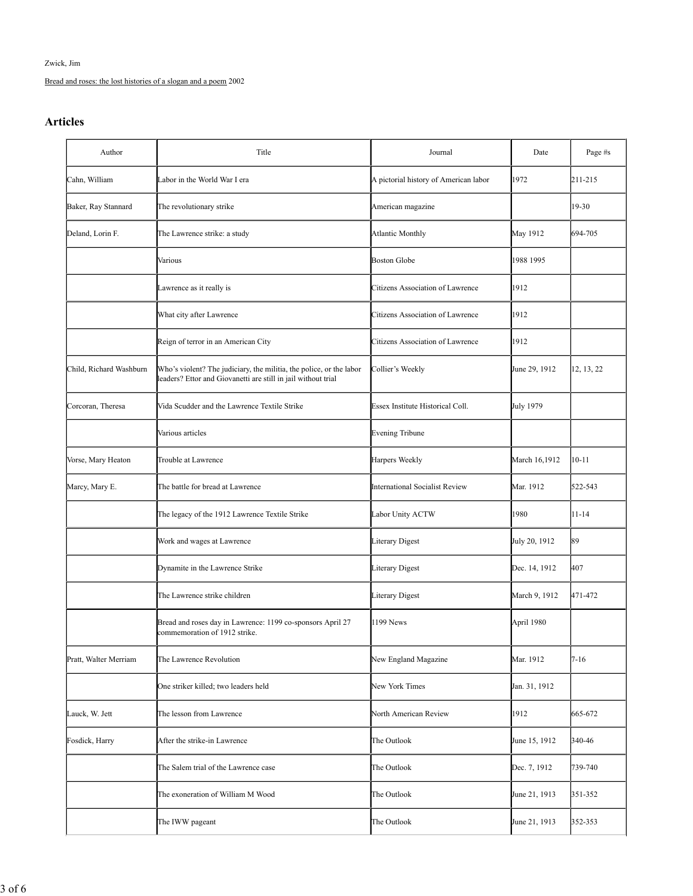Zwick, Jim

Bread and roses: the lost histories of a slogan and a poem 2002

## Articles

| Author | Title | Journal | Date | Page #s |
|---|---|---|---|---|
| Cahn, William | Labor in the World War I era | A pictorial history of American labor | 1972 | 211-215 |
| Baker, Ray Stannard | The revolutionary strike | American magazine | | 19-30 |
| Deland, Lorin F. | The Lawrence strike: a study | Atlantic Monthly | May 1912 | 694-705 |
| | Various | Boston Globe | 1988 1995 | |
| | Lawrence as it really is | Citizens Association of Lawrence | 1912 | |
| | What city after Lawrence | Citizens Association of Lawrence | 1912 | |
| | Reign of terror in an American City | Citizens Association of Lawrence | 1912 | |
| Child, Richard Washburn | Who's violent? The judiciary, the militia, the police, or the labor leaders? Ettor and Giovanetti are still in jail without trial | Collier's Weekly | June 29, 1912 | 12, 13, 22 |
| Corcoran, Theresa | Vida Scudder and the Lawrence Textile Strike | Essex Institute Historical Coll. | July 1979 | |
| | Various articles | Evening Tribune | | |
| Vorse, Mary Heaton | Trouble at Lawrence | Harpers Weekly | March 16,1912 | 10-11 |
| Marcy, Mary E. | The battle for bread at Lawrence | International Socialist Review | Mar. 1912 | 522-543 |
| | The legacy of the 1912 Lawrence Textile Strike | Labor Unity ACTW | 1980 | 11-14 |
| | Work and wages at Lawrence | Literary Digest | July 20, 1912 | 89 |
| | Dynamite in the Lawrence Strike | Literary Digest | Dec. 14, 1912 | 407 |
| | The Lawrence strike children | Literary Digest | March 9, 1912 | 471-472 |
| | Bread and roses day in Lawrence: 1199 co-sponsors April 27 commemoration of 1912 strike. | 1199 News | April 1980 | |
| Pratt, Walter Merriam | The Lawrence Revolution | New England Magazine | Mar. 1912 | 7-16 |
| | One striker killed; two leaders held | New York Times | Jan. 31, 1912 | |
| Lauck, W. Jett | The lesson from Lawrence | North American Review | 1912 | 665-672 |
| Fosdick, Harry | After the strike-in Lawrence | The Outlook | June 15, 1912 | 340-46 |
| | The Salem trial of the Lawrence case | The Outlook | Dec. 7, 1912 | 739-740 |
| | The exoneration of William M Wood | The Outlook | June 21, 1913 | 351-352 |
| | The IWW pageant | The Outlook | June 21, 1913 | 352-353 |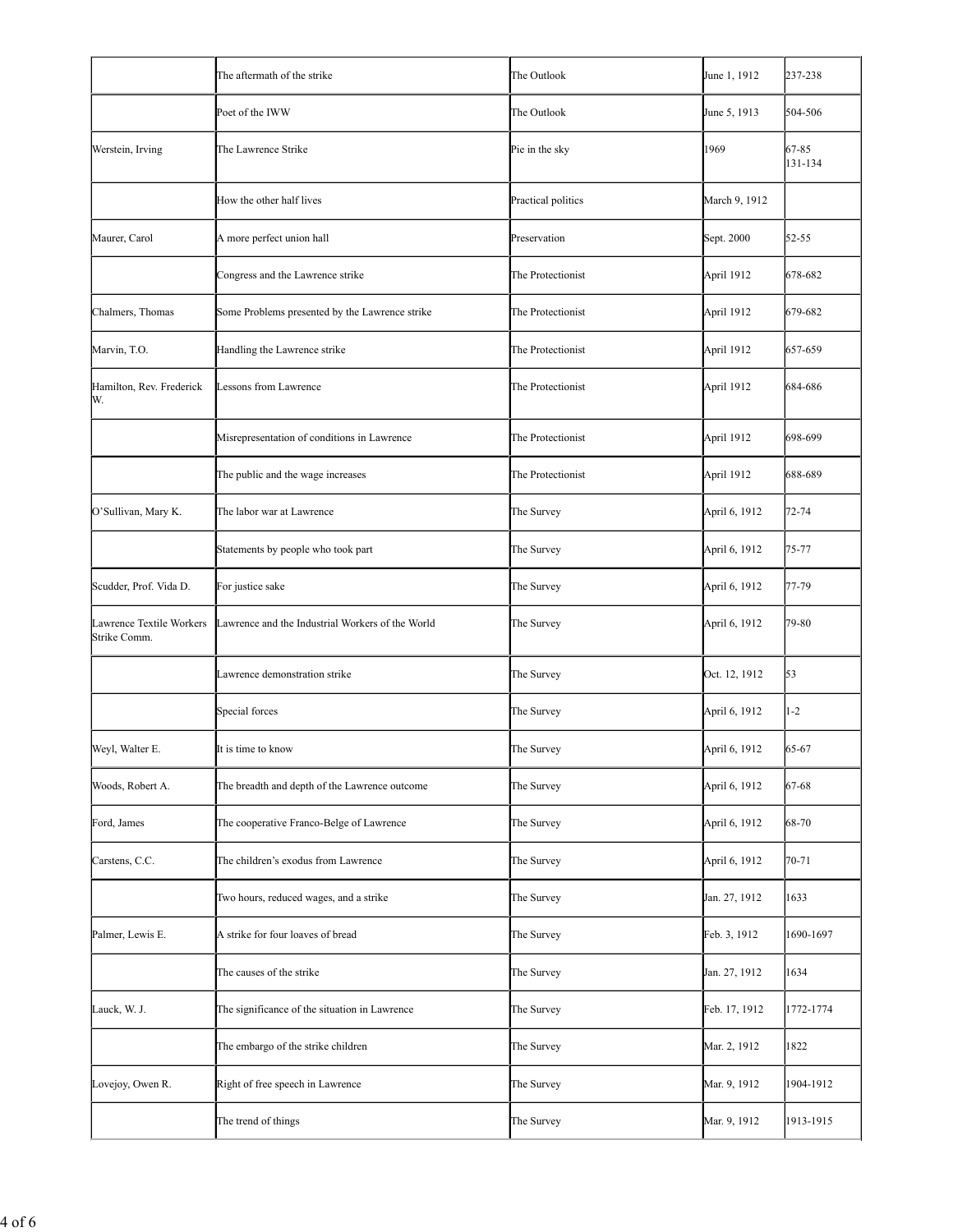| | | | | |
|---|---|---|---|---|
| | The aftermath of the strike | The Outlook | June 1, 1912 | 237-238 |
| | Poet of the IWW | The Outlook | June 5, 1913 | 504-506 |
| Werstein, Irving | The Lawrence Strike | Pie in the sky | 1969 | 67-85 131-134 |
| | How the other half lives | Practical politics | March 9, 1912 | |
| Maurer, Carol | A more perfect union hall | Preservation | Sept. 2000 | 52-55 |
| | Congress and the Lawrence strike | The Protectionist | April 1912 | 678-682 |
| Chalmers, Thomas | Some Problems presented by the Lawrence strike | The Protectionist | April 1912 | 679-682 |
| Marvin, T.O. | Handling the Lawrence strike | The Protectionist | April 1912 | 657-659 |
| Hamilton, Rev. Frederick W. | Lessons from Lawrence | The Protectionist | April 1912 | 684-686 |
| | Misrepresentation of conditions in Lawrence | The Protectionist | April 1912 | 698-699 |
| | The public and the wage increases | The Protectionist | April 1912 | 688-689 |
| O'Sullivan, Mary K. | The labor war at Lawrence | The Survey | April 6, 1912 | 72-74 |
| | Statements by people who took part | The Survey | April 6, 1912 | 75-77 |
| Scudder, Prof. Vida D. | For justice sake | The Survey | April 6, 1912 | 77-79 |
| Lawrence Textile Workers Strike Comm. | Lawrence and the Industrial Workers of the World | The Survey | April 6, 1912 | 79-80 |
| | Lawrence demonstration strike | The Survey | Oct. 12, 1912 | 53 |
| | Special forces | The Survey | April 6, 1912 | 1-2 |
| Weyl, Walter E. | It is time to know | The Survey | April 6, 1912 | 65-67 |
| Woods, Robert A. | The breadth and depth of the Lawrence outcome | The Survey | April 6, 1912 | 67-68 |
| Ford, James | The cooperative Franco-Belge of Lawrence | The Survey | April 6, 1912 | 68-70 |
| Carstens, C.C. | The children's exodus from Lawrence | The Survey | April 6, 1912 | 70-71 |
| | Two hours, reduced wages, and a strike | The Survey | Jan. 27, 1912 | 1633 |
| Palmer, Lewis E. | A strike for four loaves of bread | The Survey | Feb. 3, 1912 | 1690-1697 |
| | The causes of the strike | The Survey | Jan. 27, 1912 | 1634 |
| Lauck, W. J. | The significance of the situation in Lawrence | The Survey | Feb. 17, 1912 | 1772-1774 |
| | The embargo of the strike children | The Survey | Mar. 2, 1912 | 1822 |
| Lovejoy, Owen R. | Right of free speech in Lawrence | The Survey | Mar. 9, 1912 | 1904-1912 |
| | The trend of things | The Survey | Mar. 9, 1912 | 1913-1915 |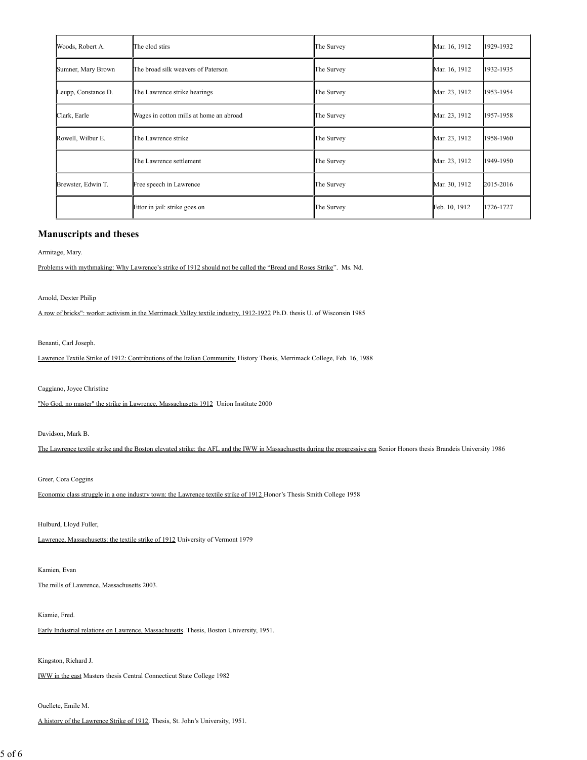| Woods, Robert A. | The clod stirs | The Survey | Mar. 16, 1912 | 1929-1932 |
|---|---|---|---|---|
| Sumner, Mary Brown | The broad silk weavers of Paterson | The Survey | Mar. 16, 1912 | 1932-1935 |
| Leupp, Constance D. | The Lawrence strike hearings | The Survey | Mar. 23, 1912 | 1953-1954 |
| Clark, Earle | Wages in cotton mills at home an abroad | The Survey | Mar. 23, 1912 | 1957-1958 |
| Rowell, Wilbur E. | The Lawrence strike | The Survey | Mar. 23, 1912 | 1958-1960 |
| | The Lawrence settlement | The Survey | Mar. 23, 1912 | 1949-1950 |
| Brewster, Edwin T. | Free speech in Lawrence | The Survey | Mar. 30, 1912 | 2015-2016 |
| | Ettor in jail: strike goes on | The Survey | Feb. 10, 1912 | 1726-1727 |

## Manuscripts and theses

Armitage, Mary.

Problems with mythmaking: Why Lawrence's strike of 1912 should not be called the "Bread and Roses Strike". Ms. Nd.

Arnold, Dexter Philip

A row of bricks": worker activism in the Merrimack Valley textile industry, 1912-1922 Ph.D. thesis U. of Wisconsin 1985

Benanti, Carl Joseph.

Lawrence Textile Strike of 1912: Contributions of the Italian Community. History Thesis, Merrimack College, Feb. 16, 1988

Caggiano, Joyce Christine

"No God, no master" the strike in Lawrence, Massachusetts 1912 Union Institute 2000

Davidson, Mark B.

The Lawrence textile strike and the Boston elevated strike: the AFL and the IWW in Massachusetts during the progressive era Senior Honors thesis Brandeis University 1986

Greer, Cora Coggins

Economic class struggle in a one industry town: the Lawrence textile strike of 1912 Honor's Thesis Smith College 1958

Hulburd, Lloyd Fuller,

Lawrence, Massachusetts: the textile strike of 1912 University of Vermont 1979

Kamien, Evan

The mills of Lawrence, Massachusetts 2003.

Kiamie, Fred.

Early Industrial relations on Lawrence, Massachusetts. Thesis, Boston University, 1951.

Kingston, Richard J.

IWW in the east Masters thesis Central Connecticut State College 1982

Ouellete, Emile M.

A history of the Lawrence Strike of 1912. Thesis, St. John's University, 1951.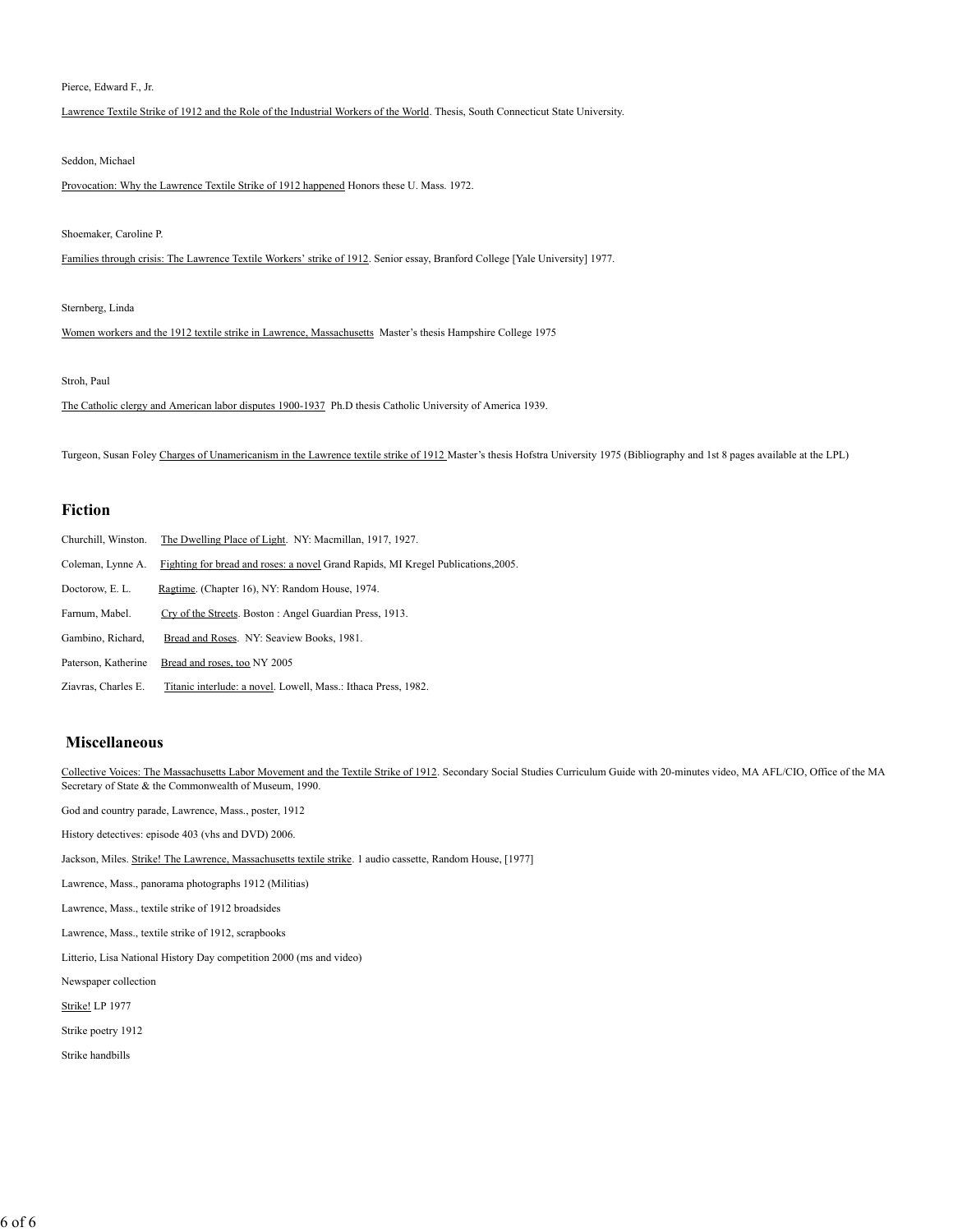Pierce, Edward F., Jr.

Lawrence Textile Strike of 1912 and the Role of the Industrial Workers of the World. Thesis, South Connecticut State University.

Seddon, Michael

Provocation: Why the Lawrence Textile Strike of 1912 happened Honors these U. Mass. 1972.

Shoemaker, Caroline P.

Families through crisis: The Lawrence Textile Workers' strike of 1912. Senior essay, Branford College [Yale University] 1977.

Sternberg, Linda

Women workers and the 1912 textile strike in Lawrence, Massachusetts Master's thesis Hampshire College 1975

Stroh, Paul

The Catholic clergy and American labor disputes 1900-1937 Ph.D thesis Catholic University of America 1939.

Turgeon, Susan Foley Charges of Unamericanism in the Lawrence textile strike of 1912 Master's thesis Hofstra University 1975 (Bibliography and 1st 8 pages available at the LPL)

## Fiction

Churchill, Winston. The Dwelling Place of Light. NY: Macmillan, 1917, 1927.

Coleman, Lynne A. Fighting for bread and roses: a novel Grand Rapids, MI Kregel Publications, 2005.

Doctorow, E. L. Ragtime. (Chapter 16), NY: Random House, 1974.

Farnum, Mabel. Cry of the Streets. Boston : Angel Guardian Press, 1913.

Gambino, Richard, Bread and Roses. NY: Seaview Books, 1981.

Paterson, Katherine Bread and roses, too NY 2005

Ziavras, Charles E. Titanic interlude: a novel. Lowell, Mass.: Ithaca Press, 1982.

## Miscellaneous

Collective Voices: The Massachusetts Labor Movement and the Textile Strike of 1912. Secondary Social Studies Curriculum Guide with 20-minutes video, MA AFL/CIO, Office of the MA Secretary of State & the Commonwealth of Museum, 1990.

God and country parade, Lawrence, Mass., poster, 1912

History detectives: episode 403 (vhs and DVD) 2006.

Jackson, Miles. Strike! The Lawrence, Massachusetts textile strike. 1 audio cassette, Random House, [1977]

Lawrence, Mass., panorama photographs 1912 (Militias)

Lawrence, Mass., textile strike of 1912 broadsides

Lawrence, Mass., textile strike of 1912, scrapbooks

Litterio, Lisa National History Day competition 2000 (ms and video)

Newspaper collection

Strike! LP 1977

Strike poetry 1912

Strike handbills